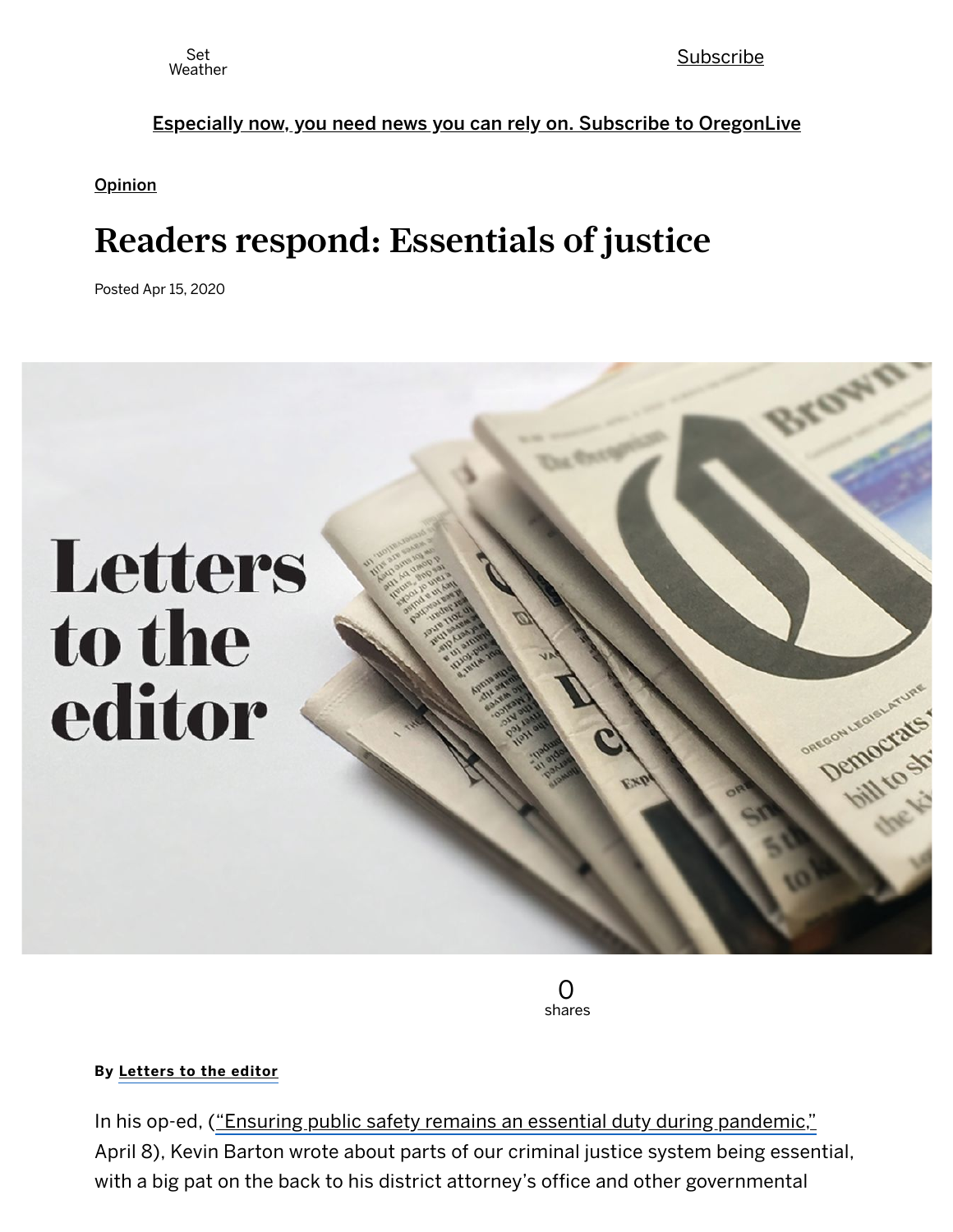Set Weather

Subscribe

Especially now, you need news you can rely on. Subscribe to OregonLive

Opinion

# Readers respond: Essentials of justice

Posted Apr 15, 2020

0 shares

By **Letters to the editor**

In his op-ed, ("Ensuring public safety remains an essential duty during pandemic," April 8), Kevin Barton wrote about parts of our criminal justice system being essential, with a big pat on the back to his district attorney's office and other governmental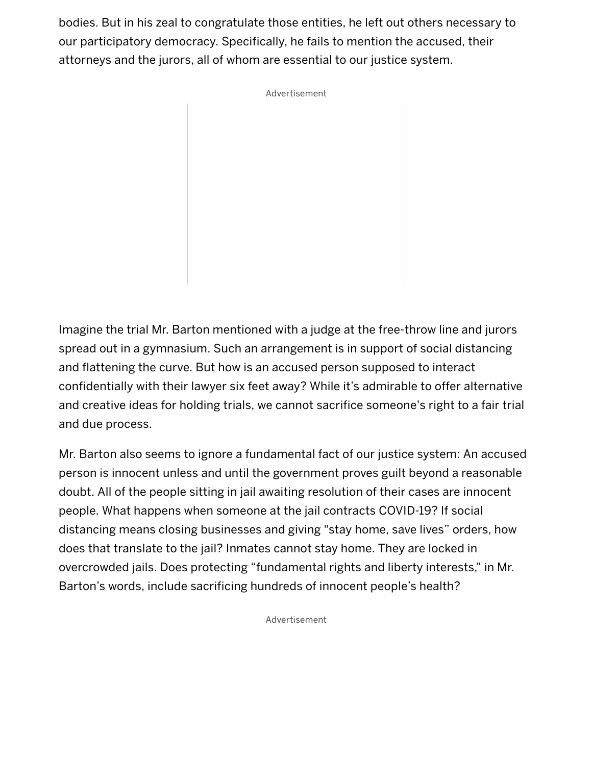bodies. But in his zeal to congratulate those entities, he left out others necessary to our participatory democracy. Specifically, he fails to mention the accused, their attorneys and the jurors, all of whom are essential to our justice system.

Imagine the trial Mr. Barton mentioned with a judge at the free-throw line and jurors spread out in a gymnasium. Such an arrangement is in support of social distancing and flattening the curve. But how is an accused person supposed to interact confidentially with their lawyer six feet away? While it's admirable to offer alternative and creative ideas for holding trials, we cannot sacrifice someone's right to a fair trial and due process.

Mr. Barton also seems to ignore a fundamental fact of our justice system: An accused person is innocent unless and until the government proves guilt beyond a reasonable doubt. All of the people sitting in jail awaiting resolution of their cases are innocent people. What happens when someone at the jail contracts COVID-19? If social distancing means closing businesses and giving "stay home, save lives" orders, how does that translate to the jail? Inmates cannot stay home. They are locked in overcrowded jails. Does protecting "fundamental rights and liberty interests," in Mr. Barton's words, include sacrificing hundreds of innocent people's health?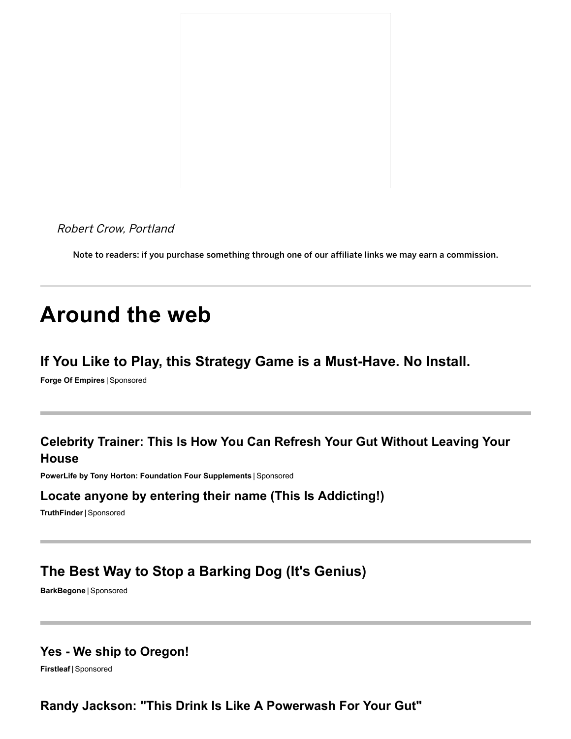*Robert Crow, Portland*

Note to readers: if you purchase something through one of our affiliate links we may earn a commission.

---

# Around the web

## If You Like to Play, this Strategy Game is a Must-Have. No Install.

**Forge Of Empires** | Sponsored

---

## Celebrity Trainer: This Is How You Can Refresh Your Gut Without Leaving Your House

**PowerLife by Tony Horton: Foundation Four Supplements** | Sponsored

## Locate anyone by entering their name (This Is Addicting!)

**TruthFinder** | Sponsored

---

## The Best Way to Stop a Barking Dog (It's Genius)

**BarkBegone** | Sponsored

---

## Yes - We ship to Oregon!

**Firstleaf** | Sponsored

## Randy Jackson: "This Drink Is Like A Powerwash For Your Gut"